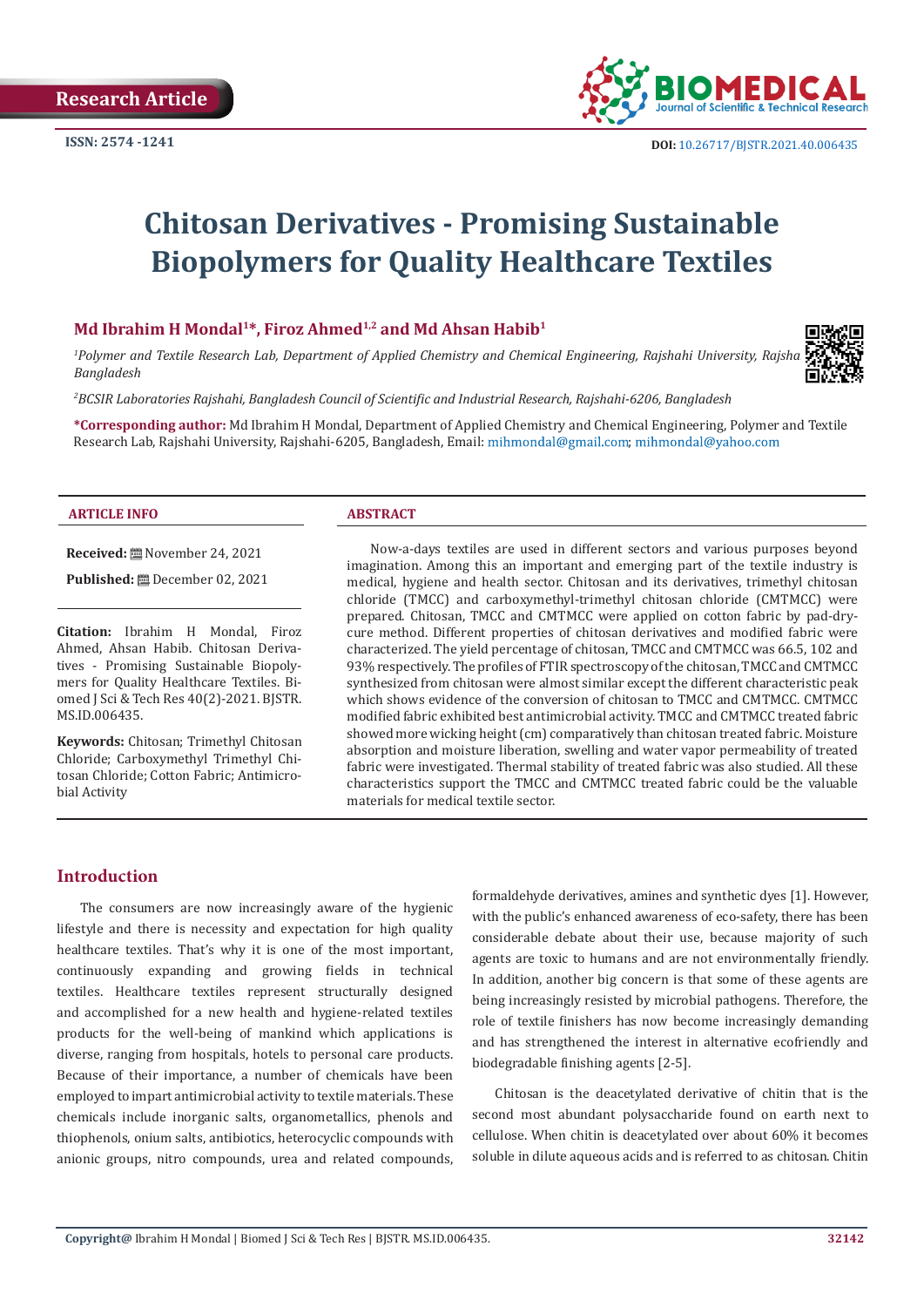Research Article

ISSN: 2574 -1241

DOI: 10.26717/BJSTR.2021.40.006435

# Chitosan Derivatives - Promising Sustainable Biopolymers for Quality Healthcare Textiles

**Md Ibrahim H Mondal[1*], Firoz Ahmed[1,2] and Md Ahsan Habib[1]**

*[1]Polymer and Textile Research Lab, Department of Applied Chemistry and Chemical Engineering, Rajshahi University, Rajshahi-6205, Bangladesh*

*[2]BCSIR Laboratories Rajshahi, Bangladesh Council of Scientific and Industrial Research, Rajshahi-6206, Bangladesh*

**\*Corresponding author:** Md Ibrahim H Mondal, Department of Applied Chemistry and Chemical Engineering, Polymer and Textile Research Lab, Rajshahi University, Rajshahi-6205, Bangladesh, Email: mihmondal@gmail.com; mihmondal@yahoo.com

## ARTICLE INFO

**Received:** November 24, 2021

**Published:** December 02, 2021

**Citation:** Ibrahim H Mondal, Firoz Ahmed, Ahsan Habib. Chitosan Derivatives - Promising Sustainable Biopolymers for Quality Healthcare Textiles. Biomed J Sci & Tech Res 40(2)-2021. BJSTR. MS.ID.006435.

**Keywords:** Chitosan; Trimethyl Chitosan Chloride; Carboxymethyl Trimethyl Chitosan Chloride; Cotton Fabric; Antimicrobial Activity

## ABSTRACT

Now-a-days textiles are used in different sectors and various purposes beyond imagination. Among this an important and emerging part of the textile industry is medical, hygiene and health sector. Chitosan and its derivatives, trimethyl chitosan chloride (TMCC) and carboxymethyl-trimethyl chitosan chloride (CMTMCC) were prepared. Chitosan, TMCC and CMTMCC were applied on cotton fabric by pad-dry-cure method. Different properties of chitosan derivatives and modified fabric were characterized. The yield percentage of chitosan, TMCC and CMTMCC was 66.5, 102 and 93% respectively. The profiles of FTIR spectroscopy of the chitosan, TMCC and CMTMCC synthesized from chitosan were almost similar except the different characteristic peak which shows evidence of the conversion of chitosan to TMCC and CMTMCC. CMTMCC modified fabric exhibited best antimicrobial activity. TMCC and CMTMCC treated fabric showed more wicking height (cm) comparatively than chitosan treated fabric. Moisture absorption and moisture liberation, swelling and water vapor permeability of treated fabric were investigated. Thermal stability of treated fabric was also studied. All these characteristics support the TMCC and CMTMCC treated fabric could be the valuable materials for medical textile sector.

## Introduction

The consumers are now increasingly aware of the hygienic lifestyle and there is necessity and expectation for high quality healthcare textiles. That's why it is one of the most important, continuously expanding and growing fields in technical textiles. Healthcare textiles represent structurally designed and accomplished for a new health and hygiene-related textiles products for the well-being of mankind which applications is diverse, ranging from hospitals, hotels to personal care products. Because of their importance, a number of chemicals have been employed to impart antimicrobial activity to textile materials. These chemicals include inorganic salts, organometallics, phenols and thiophenols, onium salts, antibiotics, heterocyclic compounds with anionic groups, nitro compounds, urea and related compounds, formaldehyde derivatives, amines and synthetic dyes [1]. However, with the public's enhanced awareness of eco-safety, there has been considerable debate about their use, because majority of such agents are toxic to humans and are not environmentally friendly. In addition, another big concern is that some of these agents are being increasingly resisted by microbial pathogens. Therefore, the role of textile finishers has now become increasingly demanding and has strengthened the interest in alternative ecofriendly and biodegradable finishing agents [2-5].

Chitosan is the deacetylated derivative of chitin that is the second most abundant polysaccharide found on earth next to cellulose. When chitin is deacetylated over about 60% it becomes soluble in dilute aqueous acids and is referred to as chitosan. Chitin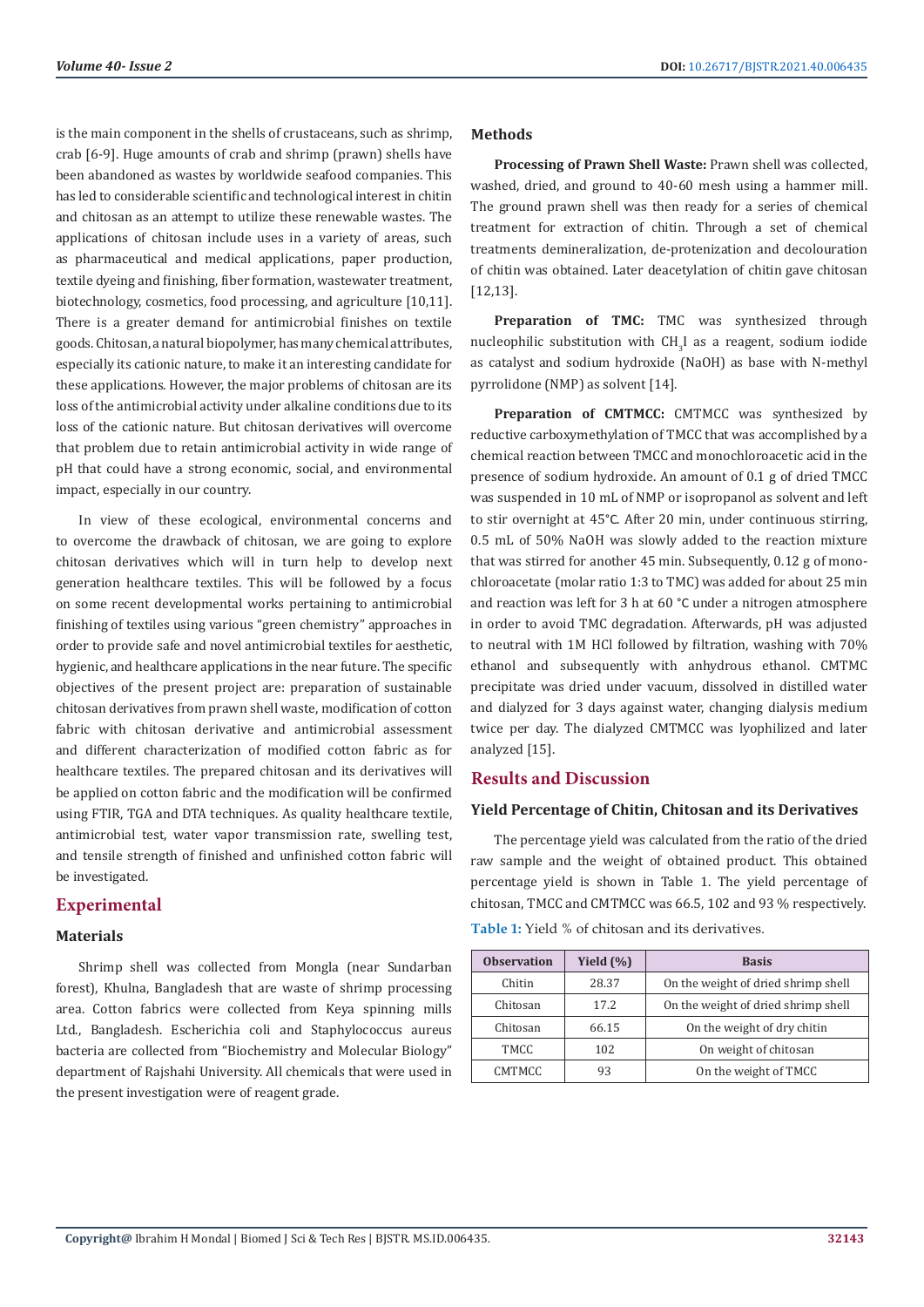is the main component in the shells of crustaceans, such as shrimp, crab [6-9]. Huge amounts of crab and shrimp (prawn) shells have been abandoned as wastes by worldwide seafood companies. This has led to considerable scientific and technological interest in chitin and chitosan as an attempt to utilize these renewable wastes. The applications of chitosan include uses in a variety of areas, such as pharmaceutical and medical applications, paper production, textile dyeing and finishing, fiber formation, wastewater treatment, biotechnology, cosmetics, food processing, and agriculture [10,11]. There is a greater demand for antimicrobial finishes on textile goods. Chitosan, a natural biopolymer, has many chemical attributes, especially its cationic nature, to make it an interesting candidate for these applications. However, the major problems of chitosan are its loss of the antimicrobial activity under alkaline conditions due to its loss of the cationic nature. But chitosan derivatives will overcome that problem due to retain antimicrobial activity in wide range of pH that could have a strong economic, social, and environmental impact, especially in our country.

In view of these ecological, environmental concerns and to overcome the drawback of chitosan, we are going to explore chitosan derivatives which will in turn help to develop next generation healthcare textiles. This will be followed by a focus on some recent developmental works pertaining to antimicrobial finishing of textiles using various "green chemistry" approaches in order to provide safe and novel antimicrobial textiles for aesthetic, hygienic, and healthcare applications in the near future. The specific objectives of the present project are: preparation of sustainable chitosan derivatives from prawn shell waste, modification of cotton fabric with chitosan derivative and antimicrobial assessment and different characterization of modified cotton fabric as for healthcare textiles. The prepared chitosan and its derivatives will be applied on cotton fabric and the modification will be confirmed using FTIR, TGA and DTA techniques. As quality healthcare textile, antimicrobial test, water vapor transmission rate, swelling test, and tensile strength of finished and unfinished cotton fabric will be investigated.

## Experimental

### Materials

Shrimp shell was collected from Mongla (near Sundarban forest), Khulna, Bangladesh that are waste of shrimp processing area. Cotton fabrics were collected from Keya spinning mills Ltd., Bangladesh. Escherichia coli and Staphylococcus aureus bacteria are collected from "Biochemistry and Molecular Biology" department of Rajshahi University. All chemicals that were used in the present investigation were of reagent grade.

### Methods

**Processing of Prawn Shell Waste:** Prawn shell was collected, washed, dried, and ground to 40-60 mesh using a hammer mill. The ground prawn shell was then ready for a series of chemical treatment for extraction of chitin. Through a set of chemical treatments demineralization, de-protenization and decolouration of chitin was obtained. Later deacetylation of chitin gave chitosan [12,13].

**Preparation of TMC:** TMC was synthesized through nucleophilic substitution with $CH_3I$ as a reagent, sodium iodide as catalyst and sodium hydroxide (NaOH) as base with N-methyl pyrrolidone (NMP) as solvent [14].

**Preparation of CMTMCC:** CMTMCC was synthesized by reductive carboxymethylation of TMCC that was accomplished by a chemical reaction between TMCC and monochloroacetic acid in the presence of sodium hydroxide. An amount of 0.1 g of dried TMCC was suspended in 10 mL of NMP or isopropanol as solvent and left to stir overnight at 45°C. After 20 min, under continuous stirring, 0.5 mL of 50% NaOH was slowly added to the reaction mixture that was stirred for another 45 min. Subsequently, 0.12 g of mono-chloroacetate (molar ratio 1:3 to TMC) was added for about 25 min and reaction was left for 3 h at 60 °C under a nitrogen atmosphere in order to avoid TMC degradation. Afterwards, pH was adjusted to neutral with 1M HCl followed by filtration, washing with 70% ethanol and subsequently with anhydrous ethanol. CMTMC precipitate was dried under vacuum, dissolved in distilled water and dialyzed for 3 days against water, changing dialysis medium twice per day. The dialyzed CMTMCC was lyophilized and later analyzed [15].

## Results and Discussion

### Yield Percentage of Chitin, Chitosan and its Derivatives

The percentage yield was calculated from the ratio of the dried raw sample and the weight of obtained product. This obtained percentage yield is shown in Table 1. The yield percentage of chitosan, TMCC and CMTMCC was 66.5, 102 and 93 % respectively.

**Table 1:** Yield % of chitosan and its derivatives.

| Observation | Yield (%) | Basis |
|---|---|---|
| Chitin | 28.37 | On the weight of dried shrimp shell |
| Chitosan | 17.2 | On the weight of dried shrimp shell |
| Chitosan | 66.15 | On the weight of dry chitin |
| TMCC | 102 | On weight of chitosan |
| CMTMCC | 93 | On the weight of TMCC |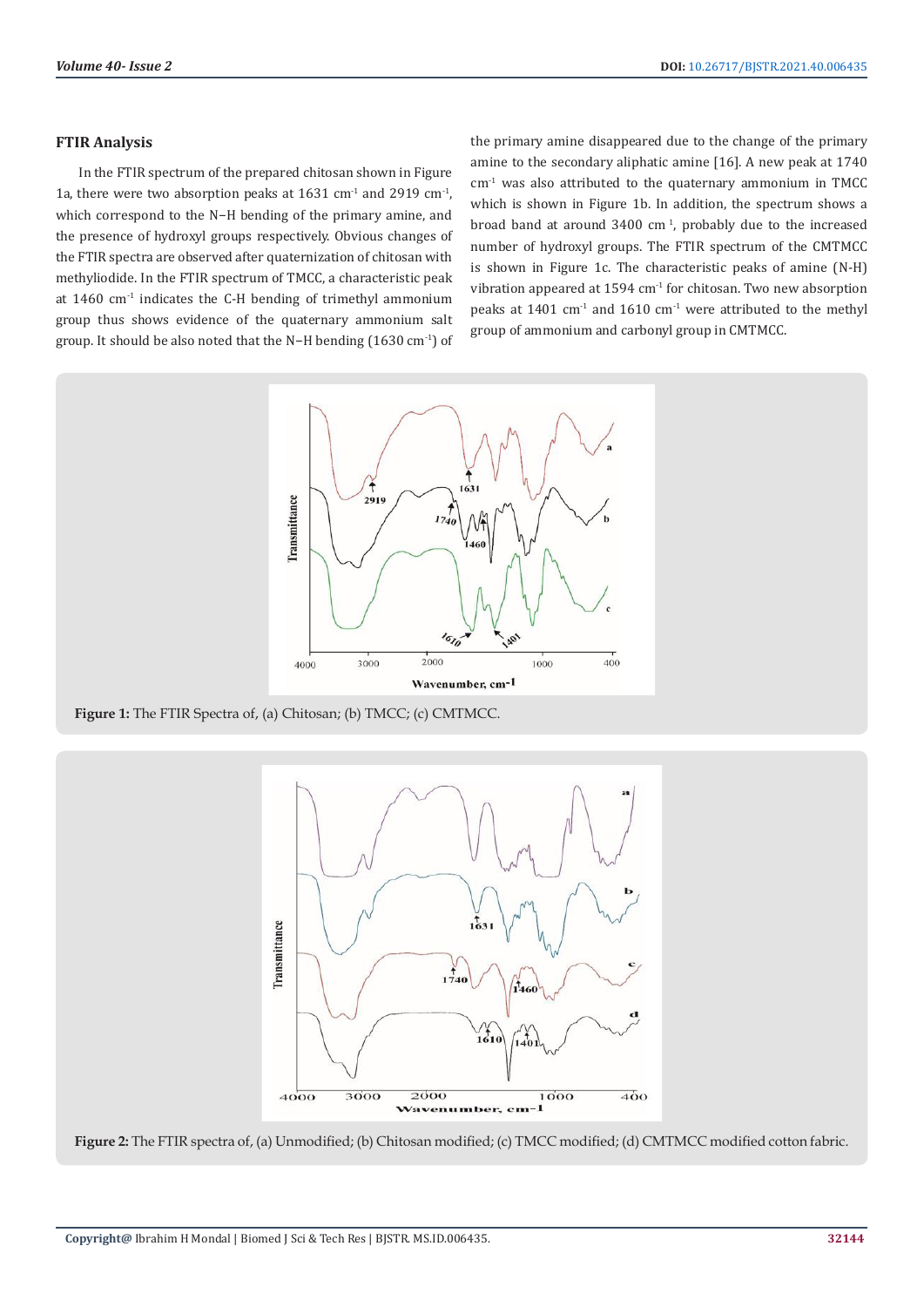### FTIR Analysis

In the FTIR spectrum of the prepared chitosan shown in Figure 1a, there were two absorption peaks at 1631 $cm^{-1}$ and 2919 $cm^{-1}$, which correspond to the N–H bending of the primary amine, and the presence of hydroxyl groups respectively. Obvious changes of the FTIR spectra are observed after quaternization of chitosan with methyliodide. In the FTIR spectrum of TMCC, a characteristic peak at 1460 $cm^{-1}$ indicates the C-H bending of trimethyl ammonium group thus shows evidence of the quaternary ammonium salt group. It should be also noted that the N–H bending (1630 $cm^{-1}$) of the primary amine disappeared due to the change of the primary amine to the secondary aliphatic amine [16]. A new peak at 1740 $cm^{-1}$ was also attributed to the quaternary ammonium in TMCC which is shown in Figure 1b. In addition, the spectrum shows a broad band at around 3400 $cm^{-1}$, probably due to the increased number of hydroxyl groups. The FTIR spectrum of the CMTMCC is shown in Figure 1c. The characteristic peaks of amine (N-H) vibration appeared at 1594 $cm^{-1}$ for chitosan. Two new absorption peaks at 1401 $cm^{-1}$ and 1610 $cm^{-1}$ were attributed to the methyl group of ammonium and carbonyl group in CMTMCC.

**Figure 1:** The FTIR Spectra of, (a) Chitosan; (b) TMCC; (c) CMTMCC.

**Figure 2:** The FTIR spectra of, (a) Unmodified; (b) Chitosan modified; (c) TMCC modified; (d) CMTMCC modified cotton fabric.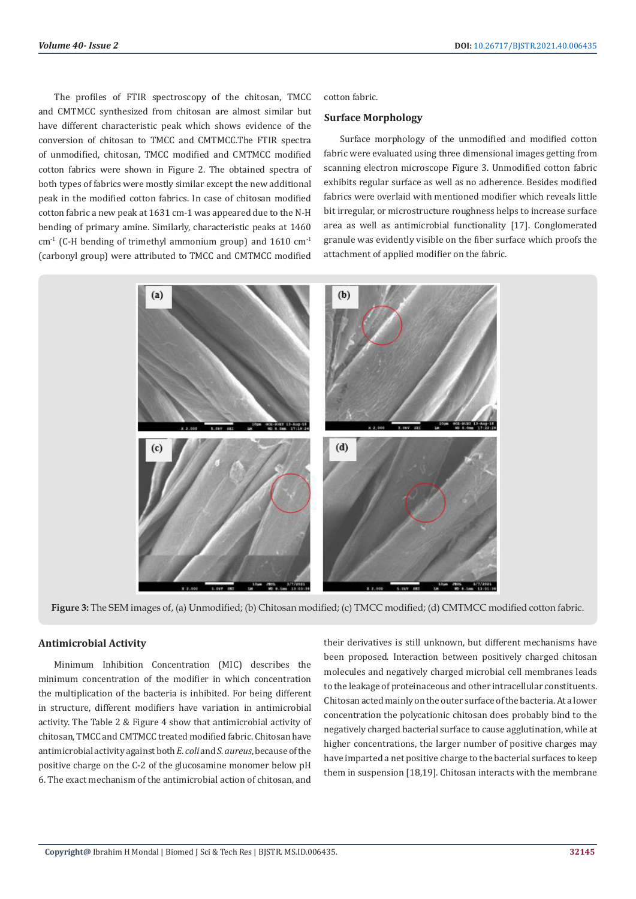The profiles of FTIR spectroscopy of the chitosan, TMCC and CMTMCC synthesized from chitosan are almost similar but have different characteristic peak which shows evidence of the conversion of chitosan to TMCC and CMTMCC.The FTIR spectra of unmodified, chitosan, TMCC modified and CMTMCC modified cotton fabrics were shown in Figure 2. The obtained spectra of both types of fabrics were mostly similar except the new additional peak in the modified cotton fabrics. In case of chitosan modified cotton fabric a new peak at 1631 cm-1 was appeared due to the N-H bending of primary amine. Similarly, characteristic peaks at 1460 $cm^{-1}$ (C-H bending of trimethyl ammonium group) and 1610 $cm^{-1}$ (carbonyl group) were attributed to TMCC and CMTMCC modified cotton fabric.

## Surface Morphology

Surface morphology of the unmodified and modified cotton fabric were evaluated using three dimensional images getting from scanning electron microscope Figure 3. Unmodified cotton fabric exhibits regular surface as well as no adherence. Besides modified fabrics were overlaid with mentioned modifier which reveals little bit irregular, or microstructure roughness helps to increase surface area as well as antimicrobial functionality [17]. Conglomerated granule was evidently visible on the fiber surface which proofs the attachment of applied modifier on the fabric.

**Figure 3:** The SEM images of, (a) Unmodified; (b) Chitosan modified; (c) TMCC modified; (d) CMTMCC modified cotton fabric.

## Antimicrobial Activity

Minimum Inhibition Concentration (MIC) describes the minimum concentration of the modifier in which concentration the multiplication of the bacteria is inhibited. For being different in structure, different modifiers have variation in antimicrobial activity. The Table 2 & Figure 4 show that antimicrobial activity of chitosan, TMCC and CMTMCC treated modified fabric. Chitosan have antimicrobial activity against both *E. coli* and *S. aureus*, because of the positive charge on the C-2 of the glucosamine monomer below pH 6. The exact mechanism of the antimicrobial action of chitosan, and their derivatives is still unknown, but different mechanisms have been proposed. Interaction between positively charged chitosan molecules and negatively charged microbial cell membranes leads to the leakage of proteinaceous and other intracellular constituents. Chitosan acted mainly on the outer surface of the bacteria. At a lower concentration the polycationic chitosan does probably bind to the negatively charged bacterial surface to cause agglutination, while at higher concentrations, the larger number of positive charges may have imparted a net positive charge to the bacterial surfaces to keep them in suspension [18,19]. Chitosan interacts with the membrane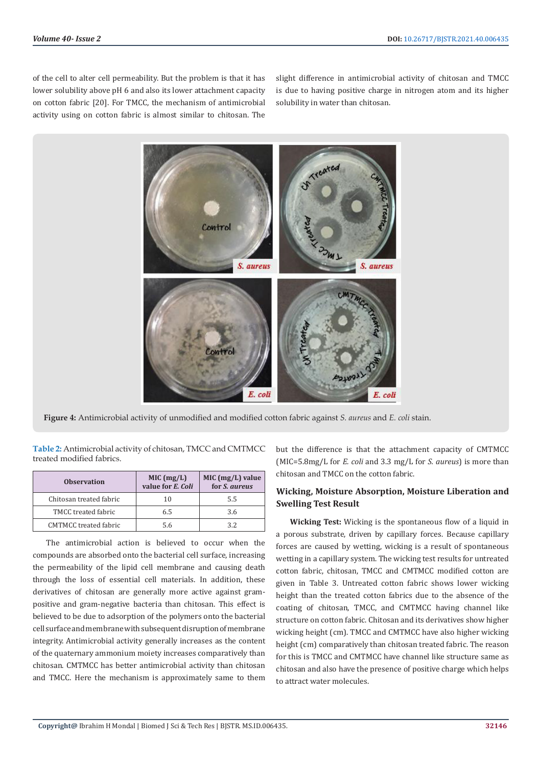of the cell to alter cell permeability. But the problem is that it has lower solubility above pH 6 and also its lower attachment capacity on cotton fabric [20]. For TMCC, the mechanism of antimicrobial activity using on cotton fabric is almost similar to chitosan. The slight difference in antimicrobial activity of chitosan and TMCC is due to having positive charge in nitrogen atom and its higher solubility in water than chitosan.

**Figure 4:** Antimicrobial activity of unmodified and modified cotton fabric against *S. aureus* and *E. coli* stain.

**Table 2:** Antimicrobial activity of chitosan, TMCC and CMTMCC treated modified fabrics.

| Observation | MIC (mg/L) value for *E. Coli* | MIC (mg/L) value for *S. aureus* |
|---|---|---|
| Chitosan treated fabric | 10 | 5.5 |
| TMCC treated fabric | 6.5 | 3.6 |
| CMTMCC treated fabric | 5.6 | 3.2 |

The antimicrobial action is believed to occur when the compounds are absorbed onto the bacterial cell surface, increasing the permeability of the lipid cell membrane and causing death through the loss of essential cell materials. In addition, these derivatives of chitosan are generally more active against gram-positive and gram-negative bacteria than chitosan. This effect is believed to be due to adsorption of the polymers onto the bacterial cell surface and membrane with subsequent disruption of membrane integrity. Antimicrobial activity generally increases as the content of the quaternary ammonium moiety increases comparatively than chitosan. CMTMCC has better antimicrobial activity than chitosan and TMCC. Here the mechanism is approximately same to them but the difference is that the attachment capacity of CMTMCC (MIC=5.8mg/L for *E. coli* and 3.3 mg/L for *S. aureus*) is more than chitosan and TMCC on the cotton fabric.

## Wicking, Moisture Absorption, Moisture Liberation and Swelling Test Result

**Wicking Test:** Wicking is the spontaneous flow of a liquid in a porous substrate, driven by capillary forces. Because capillary forces are caused by wetting, wicking is a result of spontaneous wetting in a capillary system. The wicking test results for untreated cotton fabric, chitosan, TMCC and CMTMCC modified cotton are given in Table 3. Untreated cotton fabric shows lower wicking height than the treated cotton fabrics due to the absence of the coating of chitosan, TMCC, and CMTMCC having channel like structure on cotton fabric. Chitosan and its derivatives show higher wicking height (cm). TMCC and CMTMCC have also higher wicking height (cm) comparatively than chitosan treated fabric. The reason for this is TMCC and CMTMCC have channel like structure same as chitosan and also have the presence of positive charge which helps to attract water molecules.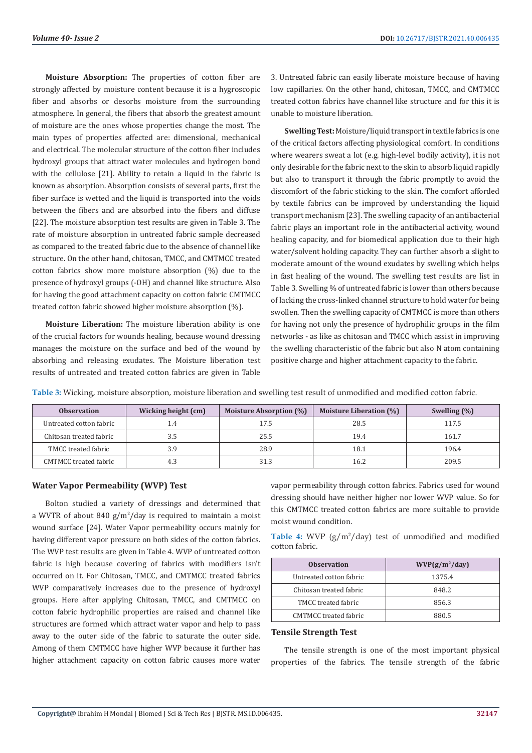**Moisture Absorption:** The properties of cotton fiber are strongly affected by moisture content because it is a hygroscopic fiber and absorbs or desorbs moisture from the surrounding atmosphere. In general, the fibers that absorb the greatest amount of moisture are the ones whose properties change the most. The main types of properties affected are: dimensional, mechanical and electrical. The molecular structure of the cotton fiber includes hydroxyl groups that attract water molecules and hydrogen bond with the cellulose [21]. Ability to retain a liquid in the fabric is known as absorption. Absorption consists of several parts, first the fiber surface is wetted and the liquid is transported into the voids between the fibers and are absorbed into the fibers and diffuse [22]. The moisture absorption test results are given in Table 3. The rate of moisture absorption in untreated fabric sample decreased as compared to the treated fabric due to the absence of channel like structure. On the other hand, chitosan, TMCC, and CMTMCC treated cotton fabrics show more moisture absorption (%) due to the presence of hydroxyl groups (-OH) and channel like structure. Also for having the good attachment capacity on cotton fabric CMTMCC treated cotton fabric showed higher moisture absorption (%).

**Moisture Liberation:** The moisture liberation ability is one of the crucial factors for wounds healing, because wound dressing manages the moisture on the surface and bed of the wound by absorbing and releasing exudates. The Moisture liberation test results of untreated and treated cotton fabrics are given in Table 3. Untreated fabric can easily liberate moisture because of having low capillaries. On the other hand, chitosan, TMCC, and CMTMCC treated cotton fabrics have channel like structure and for this it is unable to moisture liberation.

**Swelling Test:** Moisture/liquid transport in textile fabrics is one of the critical factors affecting physiological comfort. In conditions where wearers sweat a lot (e.g. high-level bodily activity), it is not only desirable for the fabric next to the skin to absorb liquid rapidly but also to transport it through the fabric promptly to avoid the discomfort of the fabric sticking to the skin. The comfort afforded by textile fabrics can be improved by understanding the liquid transport mechanism [23]. The swelling capacity of an antibacterial fabric plays an important role in the antibacterial activity, wound healing capacity, and for biomedical application due to their high water/solvent holding capacity. They can further absorb a slight to moderate amount of the wound exudates by swelling which helps in fast healing of the wound. The swelling test results are list in Table 3. Swelling % of untreated fabric is lower than others because of lacking the cross-linked channel structure to hold water for being swollen. Then the swelling capacity of CMTMCC is more than others for having not only the presence of hydrophilic groups in the film networks - as like as chitosan and TMCC which assist in improving the swelling characteristic of the fabric but also N atom containing positive charge and higher attachment capacity to the fabric.

**Table 3:** Wicking, moisture absorption, moisture liberation and swelling test result of unmodified and modified cotton fabric.

| Observation | Wicking height (cm) | Moisture Absorption (%) | Moisture Liberation (%) | Swelling (%) |
|---|---|---|---|---|
| Untreated cotton fabric | 1.4 | 17.5 | 28.5 | 117.5 |
| Chitosan treated fabric | 3.5 | 25.5 | 19.4 | 161.7 |
| TMCC treated fabric | 3.9 | 28.9 | 18.1 | 196.4 |
| CMTMCC treated fabric | 4.3 | 31.3 | 16.2 | 209.5 |

### Water Vapor Permeability (WVP) Test

Bolton studied a variety of dressings and determined that a WVTR of about 840 $g/m^2$/day is required to maintain a moist wound surface [24]. Water Vapor permeability occurs mainly for having different vapor pressure on both sides of the cotton fabrics. The WVP test results are given in Table 4. WVP of untreated cotton fabric is high because covering of fabrics with modifiers isn't occurred on it. For Chitosan, TMCC, and CMTMCC treated fabrics WVP comparatively increases due to the presence of hydroxyl groups. Here after applying Chitosan, TMCC, and CMTMCC on cotton fabric hydrophilic properties are raised and channel like structures are formed which attract water vapor and help to pass away to the outer side of the fabric to saturate the outer side. Among of them CMTMCC have higher WVP because it further has higher attachment capacity on cotton fabric causes more water vapor permeability through cotton fabrics. Fabrics used for wound dressing should have neither higher nor lower WVP value. So for this CMTMCC treated cotton fabrics are more suitable to provide moist wound condition.

**Table 4:** WVP ($g/m^2$/day) test of unmodified and modified cotton fabric.

| Observation | WVP($g/m^2$/day) |
|---|---|
| Untreated cotton fabric | 1375.4 |
| Chitosan treated fabric | 848.2 |
| TMCC treated fabric | 856.3 |
| CMTMCC treated fabric | 880.5 |

### Tensile Strength Test

The tensile strength is one of the most important physical properties of the fabrics. The tensile strength of the fabric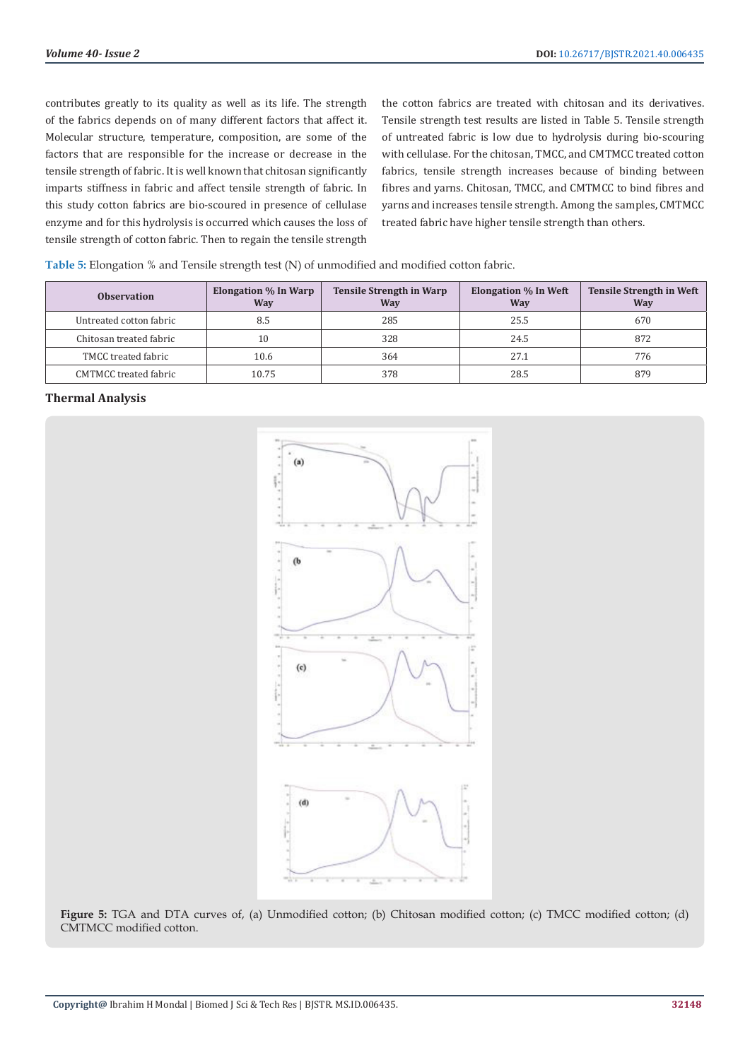contributes greatly to its quality as well as its life. The strength of the fabrics depends on of many different factors that affect it. Molecular structure, temperature, composition, are some of the factors that are responsible for the increase or decrease in the tensile strength of fabric. It is well known that chitosan significantly imparts stiffness in fabric and affect tensile strength of fabric. In this study cotton fabrics are bio-scoured in presence of cellulase enzyme and for this hydrolysis is occurred which causes the loss of tensile strength of cotton fabric. Then to regain the tensile strength the cotton fabrics are treated with chitosan and its derivatives. Tensile strength test results are listed in Table 5. Tensile strength of untreated fabric is low due to hydrolysis during bio-scouring with cellulase. For the chitosan, TMCC, and CMTMCC treated cotton fabrics, tensile strength increases because of binding between fibres and yarns. Chitosan, TMCC, and CMTMCC to bind fibres and yarns and increases tensile strength. Among the samples, CMTMCC treated fabric have higher tensile strength than others.

**Table 5:** Elongation % and Tensile strength test (N) of unmodified and modified cotton fabric.

| Observation | Elongation % In Warp Way | Tensile Strength in Warp Way | Elongation % In Weft Way | Tensile Strength in Weft Way |
|---|---|---|---|---|
| Untreated cotton fabric | 8.5 | 285 | 25.5 | 670 |
| Chitosan treated fabric | 10 | 328 | 24.5 | 872 |
| TMCC treated fabric | 10.6 | 364 | 27.1 | 776 |
| CMTMCC treated fabric | 10.75 | 378 | 28.5 | 879 |

## Thermal Analysis

**Figure 5:** TGA and DTA curves of, (a) Unmodified cotton; (b) Chitosan modified cotton; (c) TMCC modified cotton; (d) CMTMCC modified cotton.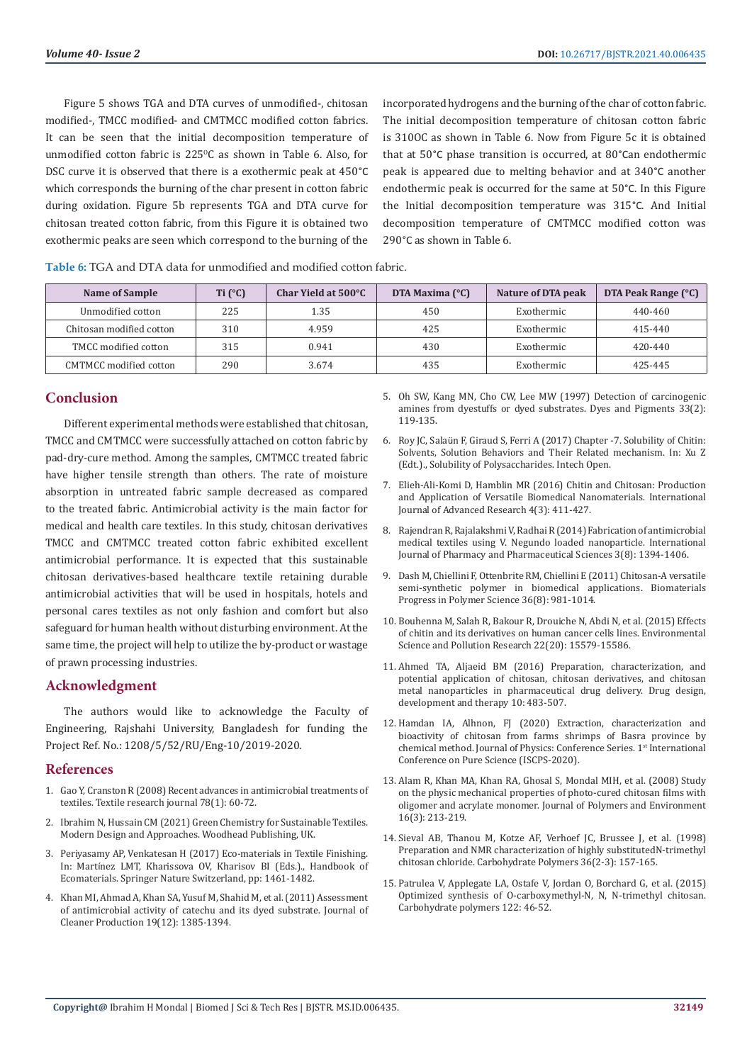Figure 5 shows TGA and DTA curves of unmodified-, chitosan modified-, TMCC modified- and CMTMCC modified cotton fabrics. It can be seen that the initial decomposition temperature of unmodified cotton fabric is 225$^0$C as shown in Table 6. Also, for DSC curve it is observed that there is a exothermic peak at 450°C which corresponds the burning of the char present in cotton fabric during oxidation. Figure 5b represents TGA and DTA curve for chitosan treated cotton fabric, from this Figure it is obtained two exothermic peaks are seen which correspond to the burning of the incorporated hydrogens and the burning of the char of cotton fabric. The initial decomposition temperature of chitosan cotton fabric is 310OC as shown in Table 6. Now from Figure 5c it is obtained that at 50°C phase transition is occurred, at 80°Can endothermic peak is appeared due to melting behavior and at 340°C another endothermic peak is occurred for the same at 50°C. In this Figure the Initial decomposition temperature was 315°C. And Initial decomposition temperature of CMTMCC modified cotton was 290°C as shown in Table 6.

**Table 6:** TGA and DTA data for unmodified and modified cotton fabric.

| Name of Sample | Ti (°C) | Char Yield at 500°C | DTA Maxima (°C) | Nature of DTA peak | DTA Peak Range (°C) |
|---|---|---|---|---|---|
| Unmodified cotton | 225 | 1.35 | 450 | Exothermic | 440-460 |
| Chitosan modified cotton | 310 | 4.959 | 425 | Exothermic | 415-440 |
| TMCC modified cotton | 315 | 0.941 | 430 | Exothermic | 420-440 |
| CMTMCC modified cotton | 290 | 3.674 | 435 | Exothermic | 425-445 |

## Conclusion

Different experimental methods were established that chitosan, TMCC and CMTMCC were successfully attached on cotton fabric by pad-dry-cure method. Among the samples, CMTMCC treated fabric have higher tensile strength than others. The rate of moisture absorption in untreated fabric sample decreased as compared to the treated fabric. Antimicrobial activity is the main factor for medical and health care textiles. In this study, chitosan derivatives TMCC and CMTMCC treated cotton fabric exhibited excellent antimicrobial performance. It is expected that this sustainable chitosan derivatives-based healthcare textile retaining durable antimicrobial activities that will be used in hospitals, hotels and personal cares textiles as not only fashion and comfort but also safeguard for human health without disturbing environment. At the same time, the project will help to utilize the by-product or wastage of prawn processing industries.

## Acknowledgment

The authors would like to acknowledge the Faculty of Engineering, Rajshahi University, Bangladesh for funding the Project Ref. No.: 1208/5/52/RU/Eng-10/2019-2020.

## References

1. Gao Y, Cranston R (2008) Recent advances in antimicrobial treatments of textiles. Textile research journal 78(1): 60-72.
2. Ibrahim N, Hussain CM (2021) Green Chemistry for Sustainable Textiles. Modern Design and Approaches. Woodhead Publishing, UK.
3. Periyasamy AP, Venkatesan H (2017) Eco-materials in Textile Finishing. In: Martínez LMT, Kharissova OV, Kharisov BI (Eds.)., Handbook of Ecomaterials. Springer Nature Switzerland, pp: 1461-1482.
4. Khan MI, Ahmad A, Khan SA, Yusuf M, Shahid M, et al. (2011) Assessment of antimicrobial activity of catechu and its dyed substrate. Journal of Cleaner Production 19(12): 1385-1394.
5. Oh SW, Kang MN, Cho CW, Lee MW (1997) Detection of carcinogenic amines from dyestuffs or dyed substrates. Dyes and Pigments 33(2): 119-135.
6. Roy JC, Salaün F, Giraud S, Ferri A (2017) Chapter -7. Solubility of Chitin: Solvents, Solution Behaviors and Their Related mechanism. In: Xu Z (Edt.)., Solubility of Polysaccharides. Intech Open.
7. Elieh-Ali-Komi D, Hamblin MR (2016) Chitin and Chitosan: Production and Application of Versatile Biomedical Nanomaterials. International Journal of Advanced Research 4(3): 411-427.
8. Rajendran R, Rajalakshmi V, Radhai R (2014) Fabrication of antimicrobial medical textiles using V. Negundo loaded nanoparticle. International Journal of Pharmacy and Pharmaceutical Sciences 3(8): 1394-1406.
9. Dash M, Chiellini F, Ottenbrite RM, Chiellini E (2011) Chitosan-A versatile semi-synthetic polymer in biomedical applications. Biomaterials Progress in Polymer Science 36(8): 981-1014.
10. Bouhenna M, Salah R, Bakour R, Drouiche N, Abdi N, et al. (2015) Effects of chitin and its derivatives on human cancer cells lines. Environmental Science and Pollution Research 22(20): 15579-15586.
11. Ahmed TA, Aljaeid BM (2016) Preparation, characterization, and potential application of chitosan, chitosan derivatives, and chitosan metal nanoparticles in pharmaceutical drug delivery. Drug design, development and therapy 10: 483-507.
12. Hamdan IA, Alhnon, FJ (2020) Extraction, characterization and bioactivity of chitosan from farms shrimps of Basra province by chemical method. Journal of Physics: Conference Series. 1st International Conference on Pure Science (ISCPS-2020).
13. Alam R, Khan MA, Khan RA, Ghosal S, Mondal MIH, et al. (2008) Study on the physic mechanical properties of photo-cured chitosan films with oligomer and acrylate monomer. Journal of Polymers and Environment 16(3): 213-219.
14. Sieval AB, Thanou M, Kotze AF, Verhoef JC, Brussee J, et al. (1998) Preparation and NMR characterization of highly substitutedN-trimethyl chitosan chloride. Carbohydrate Polymers 36(2-3): 157-165.
15. Patrulea V, Applegate LA, Ostafe V, Jordan O, Borchard G, et al. (2015) Optimized synthesis of O-carboxymethyl-N, N, N-trimethyl chitosan. Carbohydrate polymers 122: 46-52.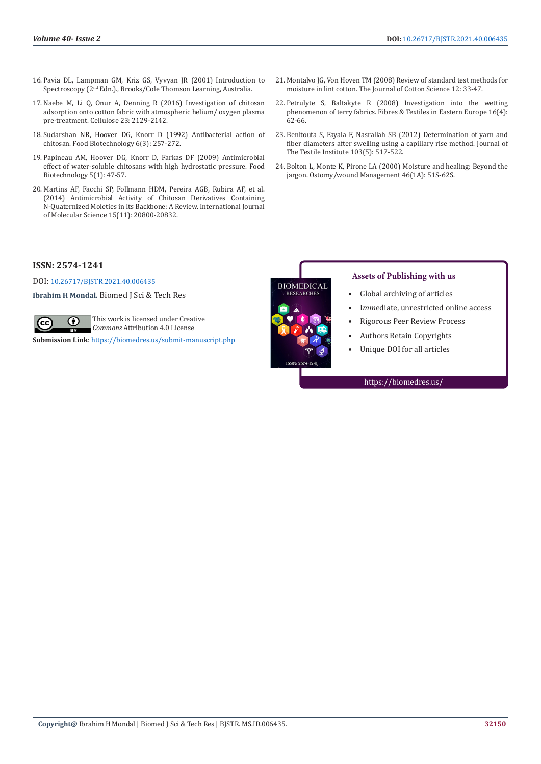16. Pavia DL, Lampman GM, Kriz GS, Vyvyan JR (2001) Introduction to Spectroscopy (2nd Edn.)., Brooks/Cole Thomson Learning, Australia.
17. Naebe M, Li Q, Onur A, Denning R (2016) Investigation of chitosan adsorption onto cotton fabric with atmospheric helium/ oxygen plasma pre-treatment. Cellulose 23: 2129-2142.
18. Sudarshan NR, Hoover DG, Knorr D (1992) Antibacterial action of chitosan. Food Biotechnology 6(3): 257-272.
19. Papineau AM, Hoover DG, Knorr D, Farkas DF (2009) Antimicrobial effect of water-soluble chitosans with high hydrostatic pressure. Food Biotechnology 5(1): 47-57.
20. Martins AF, Facchi SP, Follmann HDM, Pereira AGB, Rubira AF, et al. (2014) Antimicrobial Activity of Chitosan Derivatives Containing N-Quaternized Moieties in Its Backbone: A Review. International Journal of Molecular Science 15(11): 20800-20832.
21. Montalvo JG, Von Hoven TM (2008) Review of standard test methods for moisture in lint cotton. The Journal of Cotton Science 12: 33-47.
22. Petrulyte S, Baltakyte R (2008) Investigation into the wetting phenomenon of terry fabrics. Fibres & Textiles in Eastern Europe 16(4): 62-66.
23. Benltoufa S, Fayala F, Nasrallah SB (2012) Determination of yarn and fiber diameters after swelling using a capillary rise method. Journal of The Textile Institute 103(5): 517-522.
24. Bolton L, Monte K, Pirone LA (2000) Moisture and healing: Beyond the jargon. Ostomy/wound Management 46(1A): 51S-62S.

**ISSN: 2574-1241**

DOI: 10.26717/BJSTR.2021.40.006435

**Ibrahim H Mondal**. Biomed J Sci & Tech Res

This work is licensed under Creative *Commons* Attribution 4.0 License

**Submission Link**: https://biomedres.us/submit-manuscript.php

**Assets of Publishing with us**

- Global archiving of articles
- Immediate, unrestricted online access
- Rigorous Peer Review Process
- Authors Retain Copyrights
- Unique DOI for all articles

https://biomedres.us/